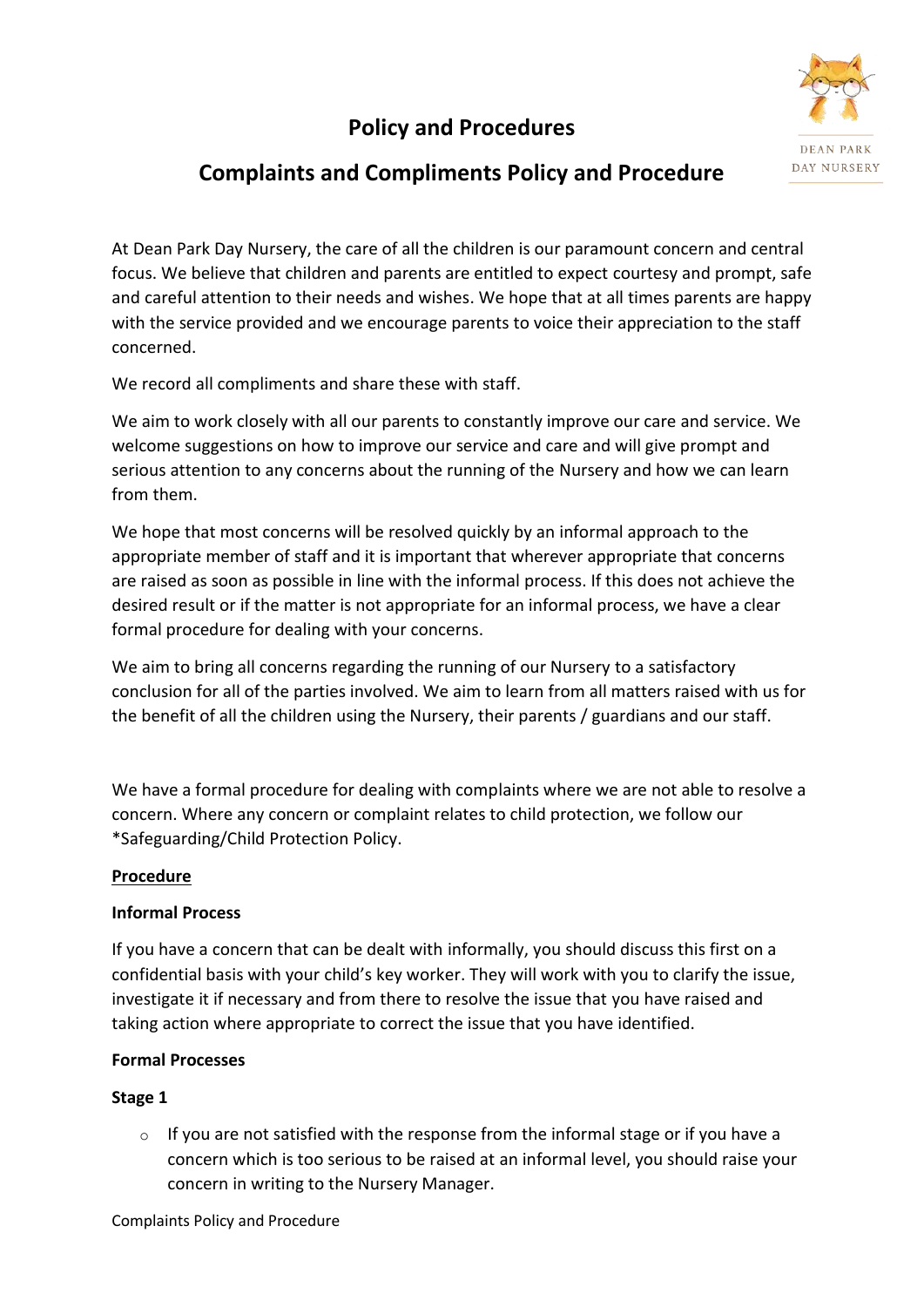# Policy and Procedures

## Complaints and Compliments Policy and Procedure

At Dean Park Day Nursery, the care of all the children is our paramount concern and central focus. We believe that children and parents are entitled to expect courtesy and prompt, safe and careful attention to their needs and wishes. We hope that at all times parents are happy with the service provided and we encourage parents to voice their appreciation to the staff concerned.

We record all compliments and share these with staff.

We aim to work closely with all our parents to constantly improve our care and service. We welcome suggestions on how to improve our service and care and will give prompt and serious attention to any concerns about the running of the Nursery and how we can learn from them.

We hope that most concerns will be resolved quickly by an informal approach to the appropriate member of staff and it is important that wherever appropriate that concerns are raised as soon as possible in line with the informal process. If this does not achieve the desired result or if the matter is not appropriate for an informal process, we have a clear formal procedure for dealing with your concerns.

We aim to bring all concerns regarding the running of our Nursery to a satisfactory conclusion for all of the parties involved. We aim to learn from all matters raised with us for the benefit of all the children using the Nursery, their parents / guardians and our staff.

We have a formal procedure for dealing with complaints where we are not able to resolve a concern. Where any concern or complaint relates to child protection, we follow our *Safeguarding/Child Protection Policy.

### Procedure

#### Informal Process

If you have a concern that can be dealt with informally, you should discuss this first on a confidential basis with your child's key worker. They will work with you to clarify the issue, investigate it if necessary and from there to resolve the issue that you have raised and taking action where appropriate to correct the issue that you have identified.

#### Formal Processes

#### Stage 1

- If you are not satisfied with the response from the informal stage or if you have a concern which is too serious to be raised at an informal level, you should raise your concern in writing to the Nursery Manager.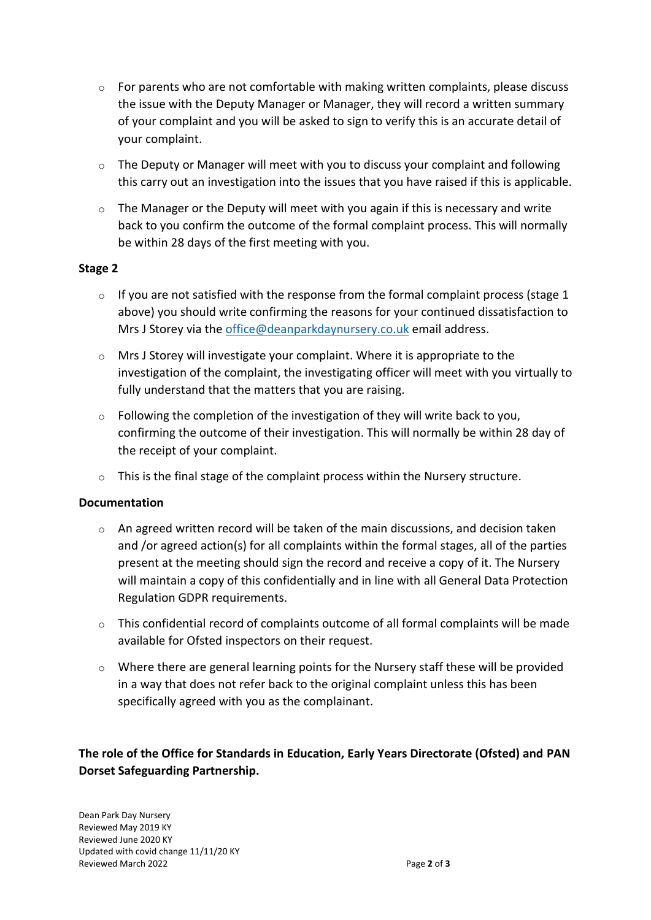- For parents who are not comfortable with making written complaints, please discuss the issue with the Deputy Manager or Manager, they will record a written summary of your complaint and you will be asked to sign to verify this is an accurate detail of your complaint.
- The Deputy or Manager will meet with you to discuss your complaint and following this carry out an investigation into the issues that you have raised if this is applicable.
- The Manager or the Deputy will meet with you again if this is necessary and write back to you confirm the outcome of the formal complaint process. This will normally be within 28 days of the first meeting with you.

**Stage 2**

- If you are not satisfied with the response from the formal complaint process (stage 1 above) you should write confirming the reasons for your continued dissatisfaction to Mrs J Storey via the office@deanparkdaynursery.co.uk email address.
- Mrs J Storey will investigate your complaint. Where it is appropriate to the investigation of the complaint, the investigating officer will meet with you virtually to fully understand that the matters that you are raising.
- Following the completion of the investigation of they will write back to you, confirming the outcome of their investigation. This will normally be within 28 day of the receipt of your complaint.
- This is the final stage of the complaint process within the Nursery structure.

**Documentation**

- An agreed written record will be taken of the main discussions, and decision taken and /or agreed action(s) for all complaints within the formal stages, all of the parties present at the meeting should sign the record and receive a copy of it. The Nursery will maintain a copy of this confidentially and in line with all General Data Protection Regulation GDPR requirements.
- This confidential record of complaints outcome of all formal complaints will be made available for Ofsted inspectors on their request.
- Where there are general learning points for the Nursery staff these will be provided in a way that does not refer back to the original complaint unless this has been specifically agreed with you as the complainant.

**The role of the Office for Standards in Education, Early Years Directorate (Ofsted) and PAN Dorset Safeguarding Partnership.**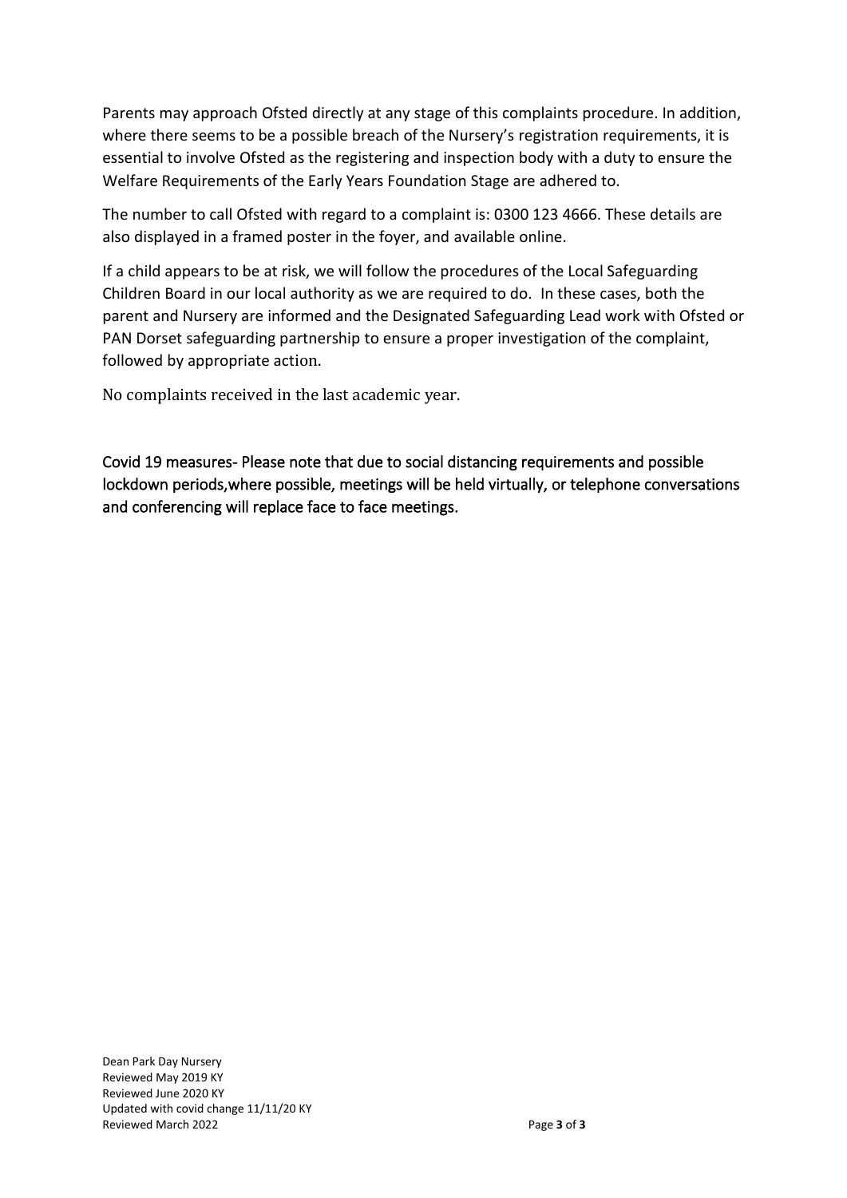Parents may approach Ofsted directly at any stage of this complaints procedure. In addition, where there seems to be a possible breach of the Nursery's registration requirements, it is essential to involve Ofsted as the registering and inspection body with a duty to ensure the Welfare Requirements of the Early Years Foundation Stage are adhered to.

The number to call Ofsted with regard to a complaint is: 0300 123 4666. These details are also displayed in a framed poster in the foyer, and available online.

If a child appears to be at risk, we will follow the procedures of the Local Safeguarding Children Board in our local authority as we are required to do. In these cases, both the parent and Nursery are informed and the Designated Safeguarding Lead work with Ofsted or PAN Dorset safeguarding partnership to ensure a proper investigation of the complaint, followed by appropriate action.

No complaints received in the last academic year.

Covid 19 measures- Please note that due to social distancing requirements and possible lockdown periods,where possible, meetings will be held virtually, or telephone conversations and conferencing will replace face to face meetings.